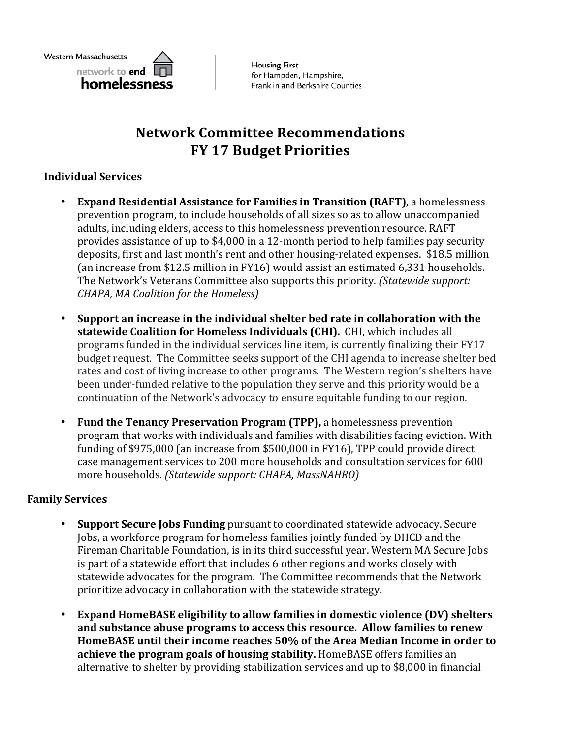Western Massachusetts network to end homelessness

Housing First for Hampden, Hampshire, Franklin and Berkshire Counties

# Network Committee Recommendations FY 17 Budget Priorities

## Individual Services

- **Expand Residential Assistance for Families in Transition (RAFT)**, a homelessness prevention program, to include households of all sizes so as to allow unaccompanied adults, including elders, access to this homelessness prevention resource. RAFT provides assistance of up to $4,000 in a 12-month period to help families pay security deposits, first and last month's rent and other housing-related expenses. $18.5 million (an increase from $12.5 million in FY16) would assist an estimated 6,331 households. The Network's Veterans Committee also supports this priority. *(Statewide support: CHAPA, MA Coalition for the Homeless)*

- **Support an increase in the individual shelter bed rate in collaboration with the statewide Coalition for Homeless Individuals (CHI).** CHI, which includes all programs funded in the individual services line item, is currently finalizing their FY17 budget request. The Committee seeks support of the CHI agenda to increase shelter bed rates and cost of living increase to other programs. The Western region's shelters have been under-funded relative to the population they serve and this priority would be a continuation of the Network's advocacy to ensure equitable funding to our region.

- **Fund the Tenancy Preservation Program (TPP),** a homelessness prevention program that works with individuals and families with disabilities facing eviction. With funding of $975,000 (an increase from $500,000 in FY16), TPP could provide direct case management services to 200 more households and consultation services for 600 more households. *(Statewide support: CHAPA, MassNAHRO)*

## Family Services

- **Support Secure Jobs Funding** pursuant to coordinated statewide advocacy. Secure Jobs, a workforce program for homeless families jointly funded by DHCD and the Fireman Charitable Foundation, is in its third successful year. Western MA Secure Jobs is part of a statewide effort that includes 6 other regions and works closely with statewide advocates for the program. The Committee recommends that the Network prioritize advocacy in collaboration with the statewide strategy.

- **Expand HomeBASE eligibility to allow families in domestic violence (DV) shelters and substance abuse programs to access this resource. Allow families to renew HomeBASE until their income reaches 50% of the Area Median Income in order to achieve the program goals of housing stability.** HomeBASE offers families an alternative to shelter by providing stabilization services and up to $8,000 in financial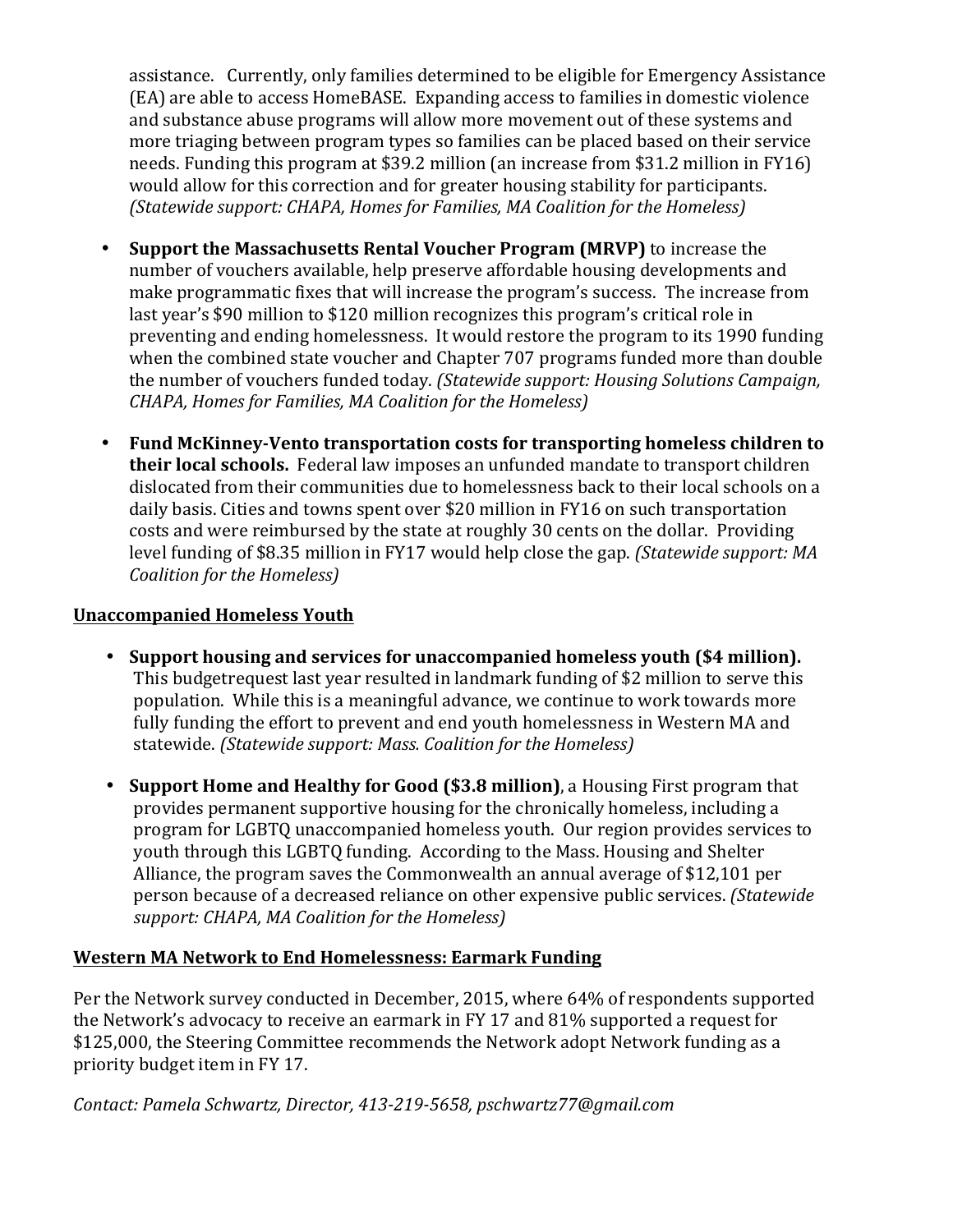assistance. Currently, only families determined to be eligible for Emergency Assistance (EA) are able to access HomeBASE. Expanding access to families in domestic violence and substance abuse programs will allow more movement out of these systems and more triaging between program types so families can be placed based on their service needs. Funding this program at $39.2 million (an increase from $31.2 million in FY16) would allow for this correction and for greater housing stability for participants. *(Statewide support: CHAPA, Homes for Families, MA Coalition for the Homeless)*

- **Support the Massachusetts Rental Voucher Program (MRVP)** to increase the number of vouchers available, help preserve affordable housing developments and make programmatic fixes that will increase the program's success. The increase from last year's $90 million to $120 million recognizes this program's critical role in preventing and ending homelessness. It would restore the program to its 1990 funding when the combined state voucher and Chapter 707 programs funded more than double the number of vouchers funded today. *(Statewide support: Housing Solutions Campaign, CHAPA, Homes for Families, MA Coalition for the Homeless)*

- **Fund McKinney-Vento transportation costs for transporting homeless children to their local schools.** Federal law imposes an unfunded mandate to transport children dislocated from their communities due to homelessness back to their local schools on a daily basis. Cities and towns spent over $20 million in FY16 on such transportation costs and were reimbursed by the state at roughly 30 cents on the dollar. Providing level funding of $8.35 million in FY17 would help close the gap. *(Statewide support: MA Coalition for the Homeless)*

## Unaccompanied Homeless Youth

- **Support housing and services for unaccompanied homeless youth ($4 million).** This budgetrequest last year resulted in landmark funding of $2 million to serve this population. While this is a meaningful advance, we continue to work towards more fully funding the effort to prevent and end youth homelessness in Western MA and statewide. *(Statewide support: Mass. Coalition for the Homeless)*

- **Support Home and Healthy for Good ($3.8 million)**, a Housing First program that provides permanent supportive housing for the chronically homeless, including a program for LGBTQ unaccompanied homeless youth. Our region provides services to youth through this LGBTQ funding. According to the Mass. Housing and Shelter Alliance, the program saves the Commonwealth an annual average of $12,101 per person because of a decreased reliance on other expensive public services. *(Statewide support: CHAPA, MA Coalition for the Homeless)*

## Western MA Network to End Homelessness: Earmark Funding

Per the Network survey conducted in December, 2015, where 64% of respondents supported the Network's advocacy to receive an earmark in FY 17 and 81% supported a request for $125,000, the Steering Committee recommends the Network adopt Network funding as a priority budget item in FY 17.

*Contact: Pamela Schwartz, Director, 413-219-5658, pschwartz77@gmail.com*